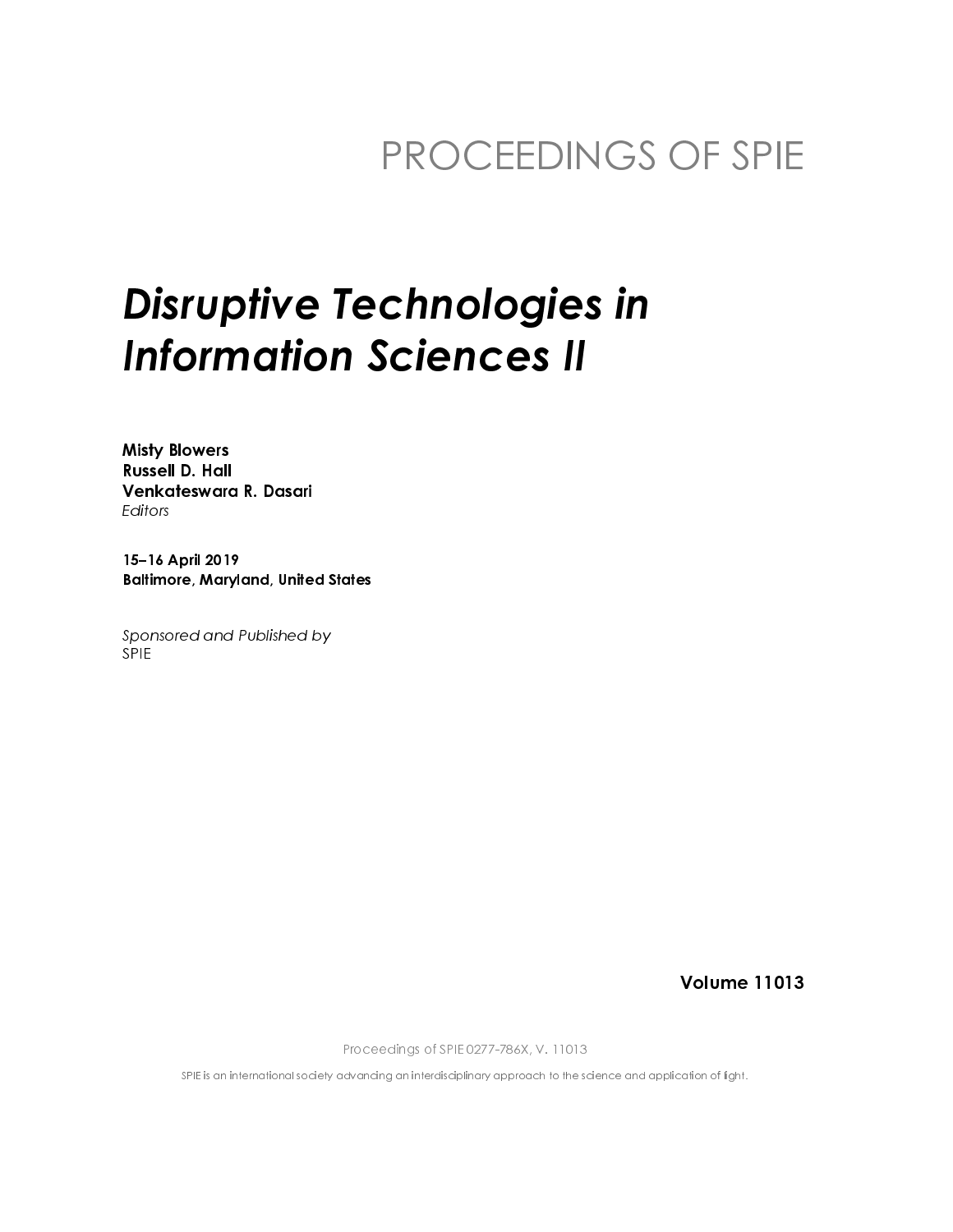PROCEEDINGS OF SPIE

# *Disruptive Technologies in Information Sciences II*

**Misty Blowers**
**Russell D. Hall**
**Venkateswara R. Dasari**
*Editors*

**15–16 April 2019**
**Baltimore, Maryland, United States**

*Sponsored and Published by*
SPIE

**Volume 11013**

Proceedings of SPIE 0277-786X, V. 11013

SPIE is an international society advancing an interdisciplinary approach to the science and application of light.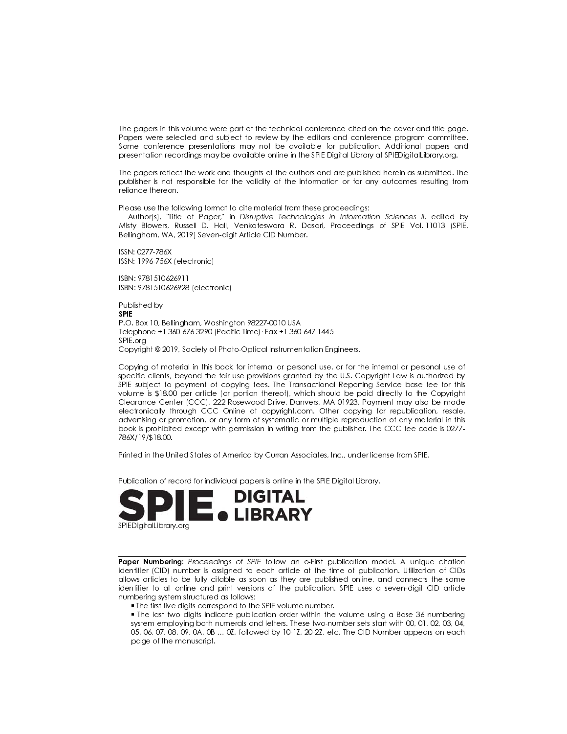The papers in this volume were part of the technical conference cited on the cover and title page. Papers were selected and subject to review by the editors and conference program committee. Some conference presentations may not be available for publication. Additional papers and presentation recordings may be available online in the SPIE Digital Library at SPIEDigitalLibrary.org.

The papers reflect the work and thoughts of the authors and are published herein as submitted. The publisher is not responsible for the validity of the information or for any outcomes resulting from reliance thereon.

Please use the following format to cite material from these proceedings:
Author(s), "Title of Paper," in *Disruptive Technologies in Information Sciences II*, edited by Misty Blowers, Russell D. Hall, Venkateswara R. Dasari, Proceedings of SPIE Vol. 11013 (SPIE, Bellingham, WA, 2019) Seven-digit Article CID Number.

ISSN: 0277-786X
ISSN: 1996-756X (electronic)

ISBN: 9781510626911
ISBN: 9781510626928 (electronic)

Published by
**SPIE**
P.O. Box 10, Bellingham, Washington 98227-0010 USA
Telephone +1 360 676 3290 (Pacific Time) · Fax +1 360 647 1445
SPIE.org
Copyright © 2019, Society of Photo-Optical Instrumentation Engineers.

Copying of material in this book for internal or personal use, or for the internal or personal use of specific clients, beyond the fair use provisions granted by the U.S. Copyright Law is authorized by SPIE subject to payment of copying fees. The Transactional Reporting Service base fee for this volume is $18.00 per article (or portion thereof), which should be paid directly to the Copyright Clearance Center (CCC), 222 Rosewood Drive, Danvers, MA 01923. Payment may also be made electronically through CCC Online at copyright.com. Other copying for republication, resale, advertising or promotion, or any form of systematic or multiple reproduction of any material in this book is prohibited except with permission in writing from the publisher. The CCC fee code is 0277-786X/19/$18.00.

Printed in the United States of America by Curran Associates, Inc., under license from SPIE.

Publication of record for individual papers is online in the SPIE Digital Library.

**SPIE. DIGITAL LIBRARY**

SPIEDigitalLibrary.org

---

**Paper Numbering:** *Proceedings of SPIE* follow an e-First publication model. A unique citation identifier (CID) number is assigned to each article at the time of publication. Utilization of CIDs allows articles to be fully citable as soon as they are published online, and connects the same identifier to all online and print versions of the publication. SPIE uses a seven-digit CID article numbering system structured as follows:

- The first five digits correspond to the SPIE volume number.
- The last two digits indicate publication order within the volume using a Base 36 numbering system employing both numerals and letters. These two-number sets start with 00, 01, 02, 03, 04, 05, 06, 07, 08, 09, 0A, 0B … 0Z, followed by 10-1Z, 20-2Z, etc. The CID Number appears on each page of the manuscript.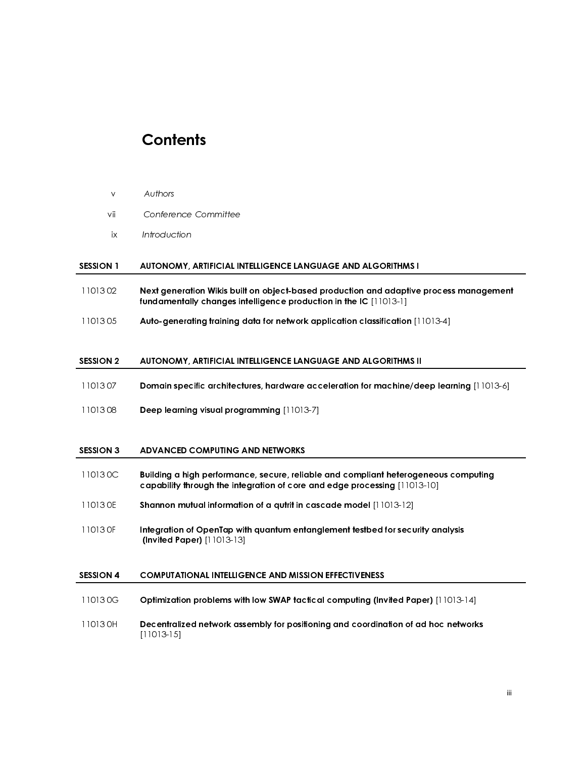# Contents

| | |
|---|---|
| v | *Authors* |
| vii | *Conference Committee* |
| ix | *Introduction* |

## SESSION 1 AUTONOMY, ARTIFICIAL INTELLIGENCE LANGUAGE AND ALGORITHMS I

| | |
|---|---|
| 11013 02 | **Next generation Wikis built on object-based production and adaptive process management fundamentally changes intelligence production in the IC** [11013-1] |
| 11013 05 | **Auto-generating training data for network application classification** [11013-4] |

## SESSION 2 AUTONOMY, ARTIFICIAL INTELLIGENCE LANGUAGE AND ALGORITHMS II

| | |
|---|---|
| 11013 07 | **Domain specific architectures, hardware acceleration for machine/deep learning** [11013-6] |
| 11013 08 | **Deep learning visual programming** [11013-7] |

## SESSION 3 ADVANCED COMPUTING AND NETWORKS

| | |
|---|---|
| 11013 0C | **Building a high performance, secure, reliable and compliant heterogeneous computing capability through the integration of core and edge processing** [11013-10] |
| 11013 0E | **Shannon mutual information of a qutrit in cascade model** [11013-12] |
| 11013 0F | **Integration of OpenTap with quantum entanglement testbed for security analysis (Invited Paper)** [11013-13] |

## SESSION 4 COMPUTATIONAL INTELLIGENCE AND MISSION EFFECTIVENESS

| | |
|---|---|
| 11013 0G | **Optimization problems with low SWAP tactical computing (Invited Paper)** [11013-14] |
| 11013 0H | **Decentralized network assembly for positioning and coordination of ad hoc networks** [11013-15] |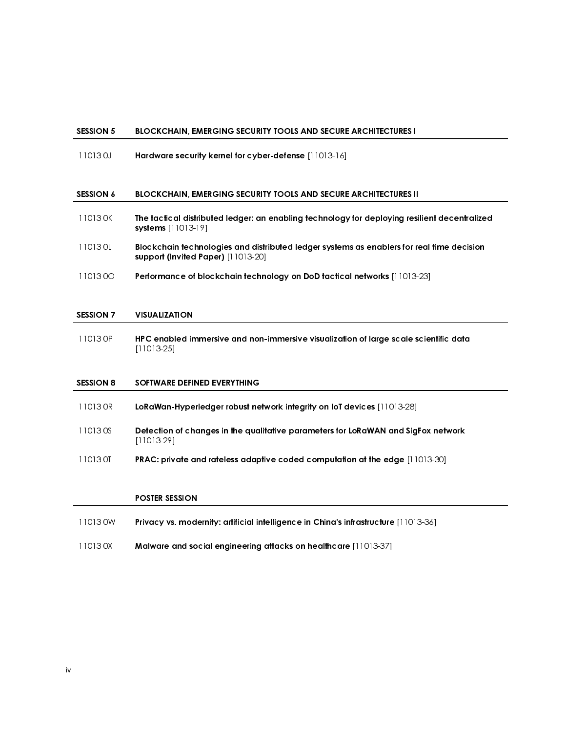## SESSION 5 BLOCKCHAIN, EMERGING SECURITY TOOLS AND SECURE ARCHITECTURES I

11013 0J **Hardware security kernel for cyber-defense** [11013-16]

## SESSION 6 BLOCKCHAIN, EMERGING SECURITY TOOLS AND SECURE ARCHITECTURES II

11013 0K **The tactical distributed ledger: an enabling technology for deploying resilient decentralized systems** [11013-19]

11013 0L **Blockchain technologies and distributed ledger systems as enablers for real time decision support (Invited Paper)** [11013-20]

11013 0O **Performance of blockchain technology on DoD tactical networks** [11013-23]

## SESSION 7 VISUALIZATION

11013 0P **HPC enabled immersive and non-immersive visualization of large scale scientific data** [11013-25]

## SESSION 8 SOFTWARE DEFINED EVERYTHING

11013 0R **LoRaWan-Hyperledger robust network integrity on IoT devices** [11013-28]

11013 0S **Detection of changes in the qualitative parameters for LoRaWAN and SigFox network** [11013-29]

11013 0T **PRAC: private and rateless adaptive coded computation at the edge** [11013-30]

## POSTER SESSION

11013 0W **Privacy vs. modernity: artificial intelligence in China's infrastructure** [11013-36]

11013 0X **Malware and social engineering attacks on healthcare** [11013-37]